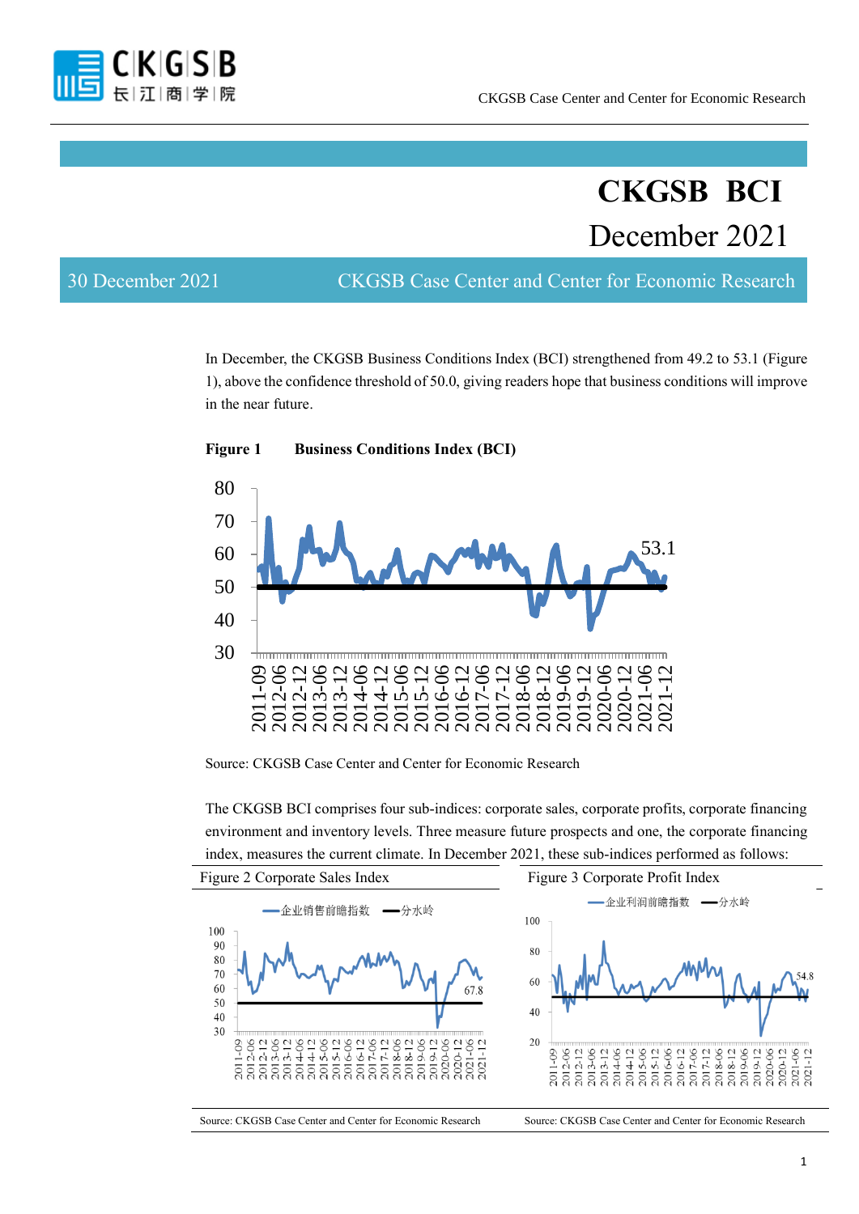# CKGSB BCI

## December 2021

30 December 2021 CKGSB Case Center and Center for Economic Research

In December, the CKGSB Business Conditions Index (BCI) strengthened from 49.2 to 53.1 (Figure 1), above the confidence threshold of 50.0, giving readers hope that business conditions will improve in the near future.

**Figure 1 Business Conditions Index (BCI)**

Source: CKGSB Case Center and Center for Economic Research

The CKGSB BCI comprises four sub-indices: corporate sales, corporate profits, corporate financing environment and inventory levels. Three measure future prospects and one, the corporate financing index, measures the current climate. In December 2021, these sub-indices performed as follows:

Figure 2 Corporate Sales Index

Source: CKGSB Case Center and Center for Economic Research

Figure 3 Corporate Profit Index

Source: CKGSB Case Center and Center for Economic Research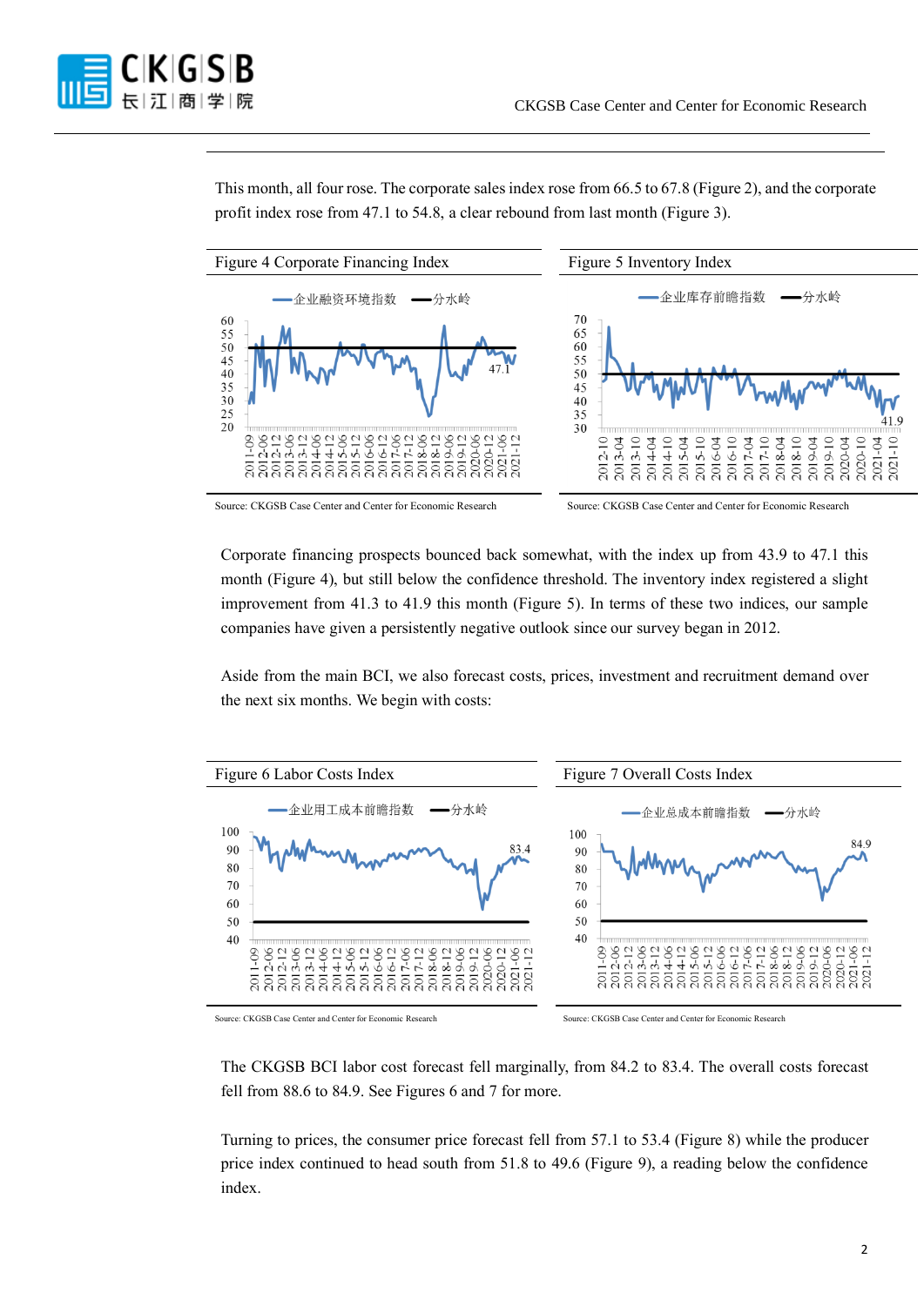This month, all four rose. The corporate sales index rose from 66.5 to 67.8 (Figure 2), and the corporate profit index rose from 47.1 to 54.8, a clear rebound from last month (Figure 3).

Figure 4 Corporate Financing Index

Source: CKGSB Case Center and Center for Economic Research

Figure 5 Inventory Index

Source: CKGSB Case Center and Center for Economic Research

Corporate financing prospects bounced back somewhat, with the index up from 43.9 to 47.1 this month (Figure 4), but still below the confidence threshold. The inventory index registered a slight improvement from 41.3 to 41.9 this month (Figure 5). In terms of these two indices, our sample companies have given a persistently negative outlook since our survey began in 2012.

Aside from the main BCI, we also forecast costs, prices, investment and recruitment demand over the next six months. We begin with costs:

Figure 6 Labor Costs Index

Source: CKGSB Case Center and Center for Economic Research

Figure 7 Overall Costs Index

Source: CKGSB Case Center and Center for Economic Research

The CKGSB BCI labor cost forecast fell marginally, from 84.2 to 83.4. The overall costs forecast fell from 88.6 to 84.9. See Figures 6 and 7 for more.

Turning to prices, the consumer price forecast fell from 57.1 to 53.4 (Figure 8) while the producer price index continued to head south from 51.8 to 49.6 (Figure 9), a reading below the confidence index.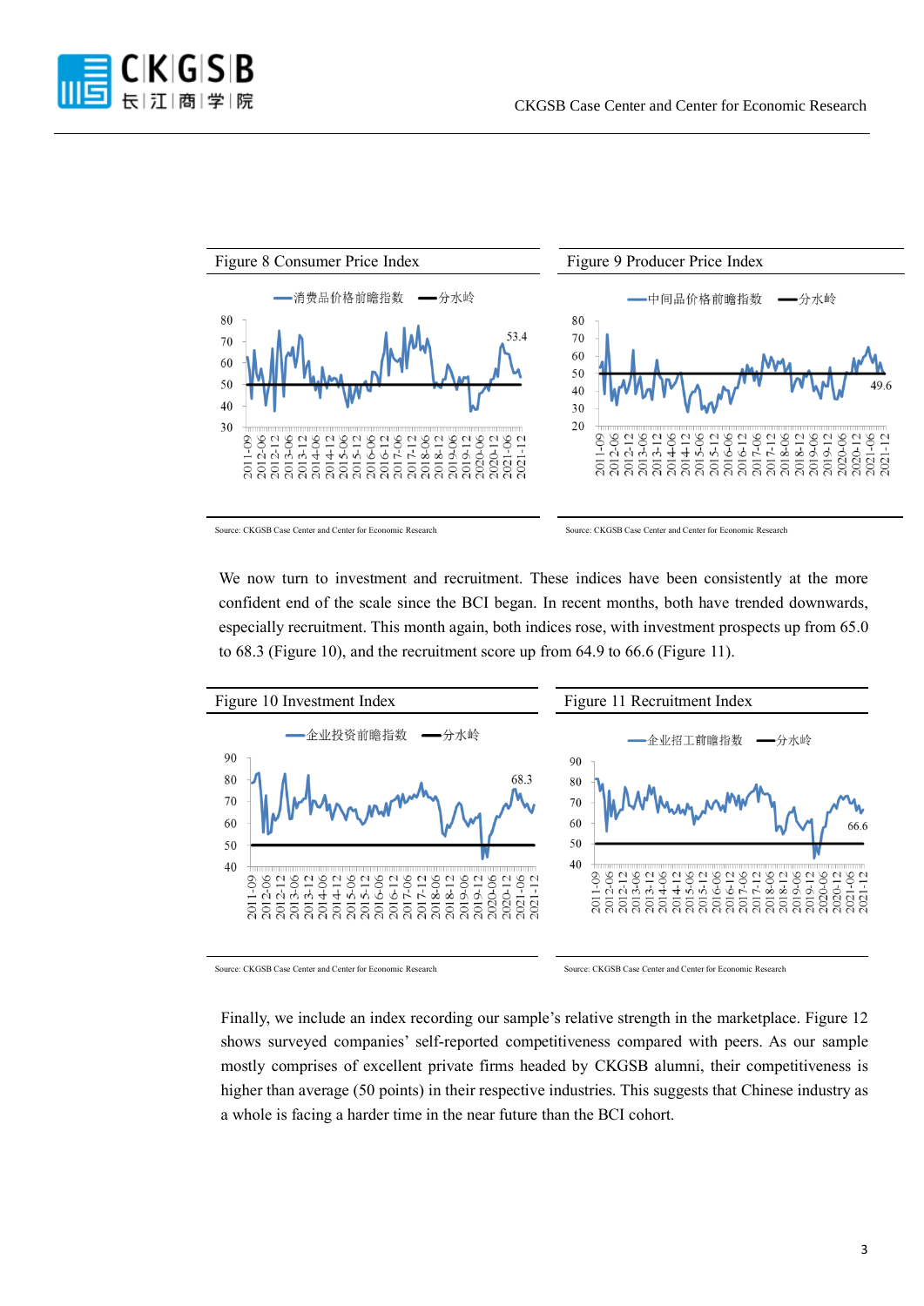Figure 8 Consumer Price Index

Source: CKGSB Case Center and Center for Economic Research

Figure 9 Producer Price Index

Source: CKGSB Case Center and Center for Economic Research

We now turn to investment and recruitment. These indices have been consistently at the more confident end of the scale since the BCI began. In recent months, both have trended downwards, especially recruitment. This month again, both indices rose, with investment prospects up from 65.0 to 68.3 (Figure 10), and the recruitment score up from 64.9 to 66.6 (Figure 11).

Figure 10 Investment Index

Source: CKGSB Case Center and Center for Economic Research

Figure 11 Recruitment Index

Source: CKGSB Case Center and Center for Economic Research

Finally, we include an index recording our sample's relative strength in the marketplace. Figure 12 shows surveyed companies' self-reported competitiveness compared with peers. As our sample mostly comprises of excellent private firms headed by CKGSB alumni, their competitiveness is higher than average (50 points) in their respective industries. This suggests that Chinese industry as a whole is facing a harder time in the near future than the BCI cohort.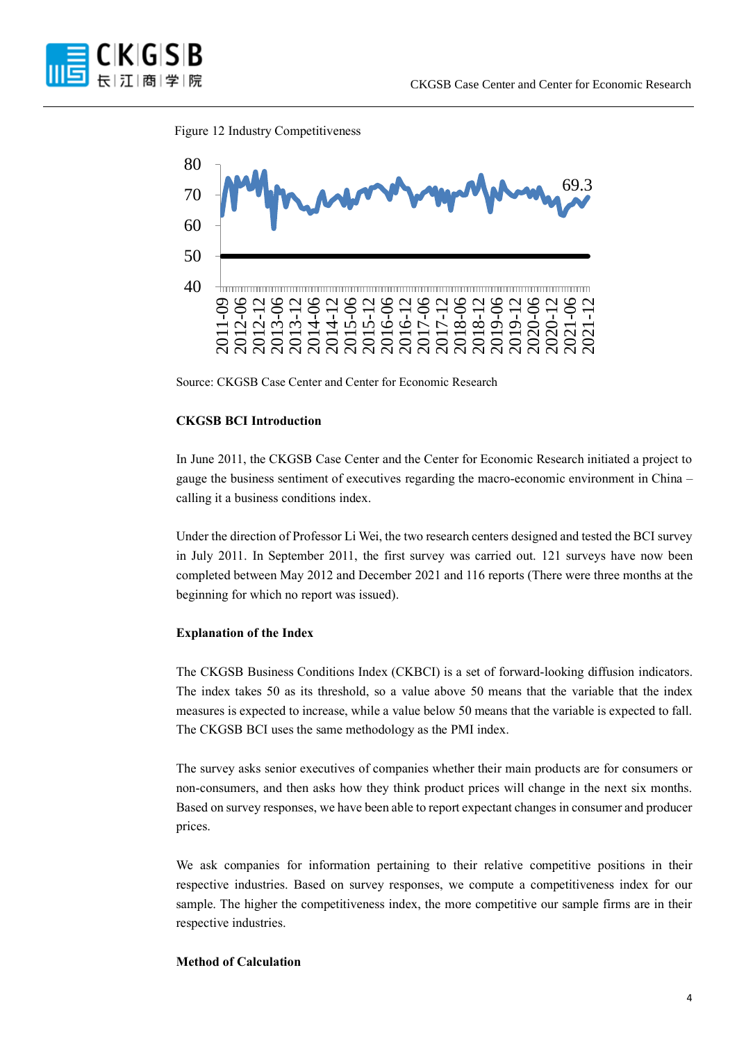Figure 12 Industry Competitiveness

Source: CKGSB Case Center and Center for Economic Research

**CKGSB BCI Introduction**

In June 2011, the CKGSB Case Center and the Center for Economic Research initiated a project to gauge the business sentiment of executives regarding the macro-economic environment in China – calling it a business conditions index.

Under the direction of Professor Li Wei, the two research centers designed and tested the BCI survey in July 2011. In September 2011, the first survey was carried out. 121 surveys have now been completed between May 2012 and December 2021 and 116 reports (There were three months at the beginning for which no report was issued).

**Explanation of the Index**

The CKGSB Business Conditions Index (CKBCI) is a set of forward-looking diffusion indicators. The index takes 50 as its threshold, so a value above 50 means that the variable that the index measures is expected to increase, while a value below 50 means that the variable is expected to fall. The CKGSB BCI uses the same methodology as the PMI index.

The survey asks senior executives of companies whether their main products are for consumers or non-consumers, and then asks how they think product prices will change in the next six months. Based on survey responses, we have been able to report expectant changes in consumer and producer prices.

We ask companies for information pertaining to their relative competitive positions in their respective industries. Based on survey responses, we compute a competitiveness index for our sample. The higher the competitiveness index, the more competitive our sample firms are in their respective industries.

**Method of Calculation**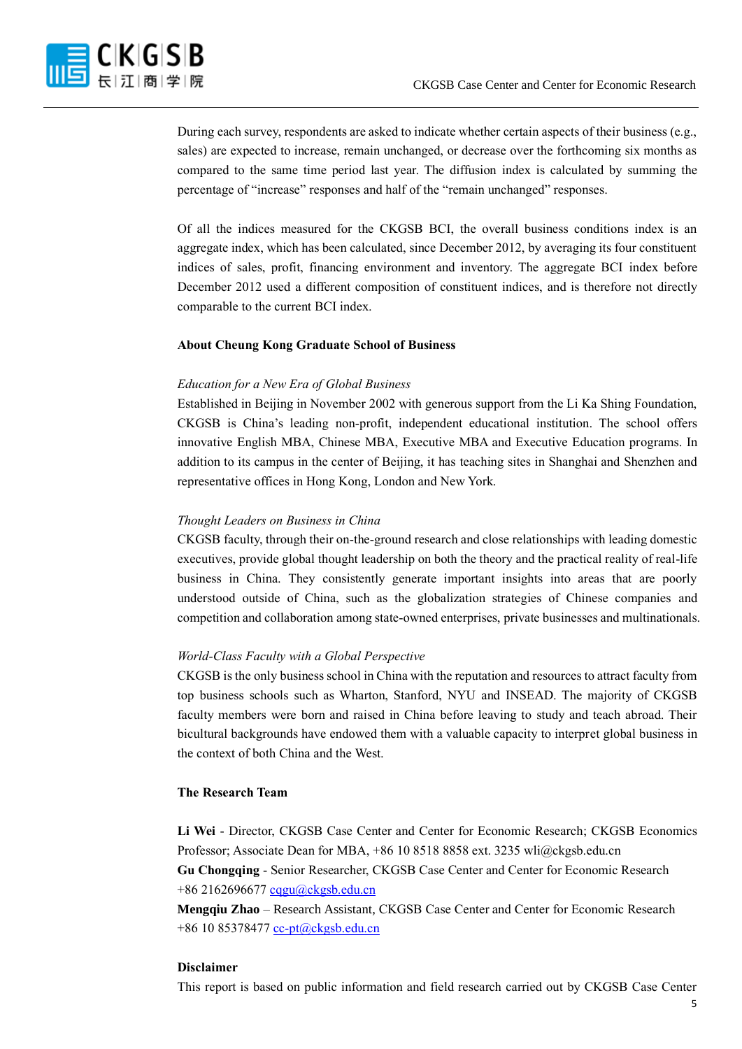During each survey, respondents are asked to indicate whether certain aspects of their business (e.g., sales) are expected to increase, remain unchanged, or decrease over the forthcoming six months as compared to the same time period last year. The diffusion index is calculated by summing the percentage of "increase" responses and half of the "remain unchanged" responses.

Of all the indices measured for the CKGSB BCI, the overall business conditions index is an aggregate index, which has been calculated, since December 2012, by averaging its four constituent indices of sales, profit, financing environment and inventory. The aggregate BCI index before December 2012 used a different composition of constituent indices, and is therefore not directly comparable to the current BCI index.

**About Cheung Kong Graduate School of Business**

*Education for a New Era of Global Business*

Established in Beijing in November 2002 with generous support from the Li Ka Shing Foundation, CKGSB is China's leading non-profit, independent educational institution. The school offers innovative English MBA, Chinese MBA, Executive MBA and Executive Education programs. In addition to its campus in the center of Beijing, it has teaching sites in Shanghai and Shenzhen and representative offices in Hong Kong, London and New York.

*Thought Leaders on Business in China*

CKGSB faculty, through their on-the-ground research and close relationships with leading domestic executives, provide global thought leadership on both the theory and the practical reality of real-life business in China. They consistently generate important insights into areas that are poorly understood outside of China, such as the globalization strategies of Chinese companies and competition and collaboration among state-owned enterprises, private businesses and multinationals.

*World-Class Faculty with a Global Perspective*

CKGSB is the only business school in China with the reputation and resources to attract faculty from top business schools such as Wharton, Stanford, NYU and INSEAD. The majority of CKGSB faculty members were born and raised in China before leaving to study and teach abroad. Their bicultural backgrounds have endowed them with a valuable capacity to interpret global business in the context of both China and the West.

**The Research Team**

**Li Wei** - Director, CKGSB Case Center and Center for Economic Research; CKGSB Economics Professor; Associate Dean for MBA, +86 10 8518 8858 ext. 3235 wli@ckgsb.edu.cn

**Gu Chongqing** - Senior Researcher, CKGSB Case Center and Center for Economic Research +86 2162696677 cqgu@ckgsb.edu.cn

**Mengqiu Zhao** – Research Assistant, CKGSB Case Center and Center for Economic Research +86 10 85378477 cc-pt@ckgsb.edu.cn

**Disclaimer**

This report is based on public information and field research carried out by CKGSB Case Center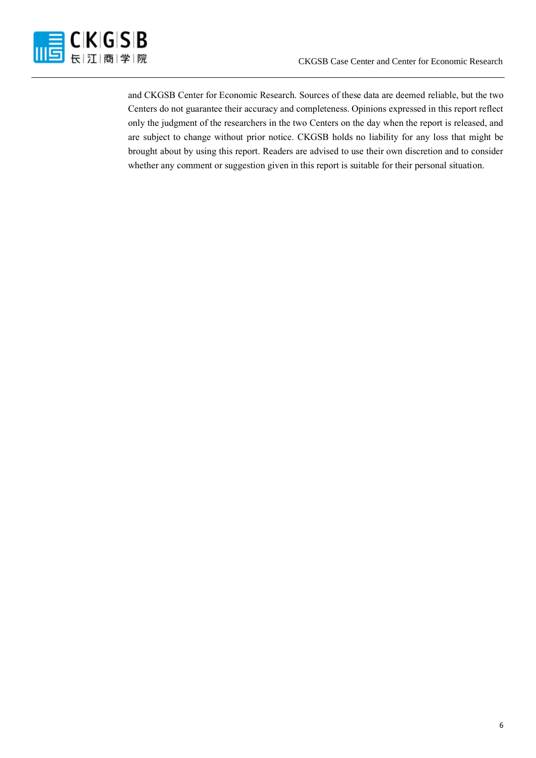and CKGSB Center for Economic Research. Sources of these data are deemed reliable, but the two Centers do not guarantee their accuracy and completeness. Opinions expressed in this report reflect only the judgment of the researchers in the two Centers on the day when the report is released, and are subject to change without prior notice. CKGSB holds no liability for any loss that might be brought about by using this report. Readers are advised to use their own discretion and to consider whether any comment or suggestion given in this report is suitable for their personal situation.